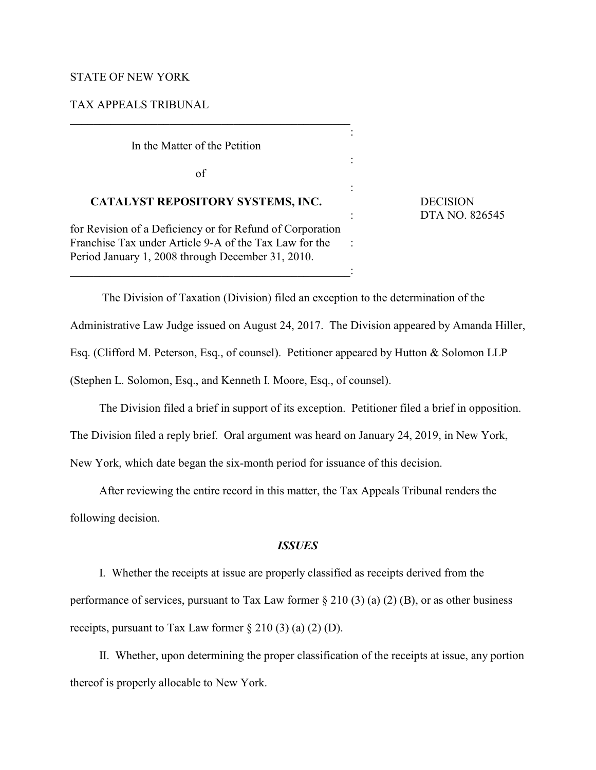STATE OF NEW YORK

TAX APPEALS TRIBUNAL

In the Matter of the Petition

of

**CATALYST REPOSITORY SYSTEMS, INC.**

for Revision of a Deficiency or for Refund of Corporation Franchise Tax under Article 9-A of the Tax Law for the Period January 1, 2008 through December 31, 2010.

DECISION
DTA NO. 826545

The Division of Taxation (Division) filed an exception to the determination of the Administrative Law Judge issued on August 24, 2017. The Division appeared by Amanda Hiller, Esq. (Clifford M. Peterson, Esq., of counsel). Petitioner appeared by Hutton & Solomon LLP (Stephen L. Solomon, Esq., and Kenneth I. Moore, Esq., of counsel).

The Division filed a brief in support of its exception. Petitioner filed a brief in opposition. The Division filed a reply brief. Oral argument was heard on January 24, 2019, in New York, New York, which date began the six-month period for issuance of this decision.

After reviewing the entire record in this matter, the Tax Appeals Tribunal renders the following decision.

## *ISSUES*

I. Whether the receipts at issue are properly classified as receipts derived from the performance of services, pursuant to Tax Law former § 210 (3) (a) (2) (B), or as other business receipts, pursuant to Tax Law former § 210 (3) (a) (2) (D).

II. Whether, upon determining the proper classification of the receipts at issue, any portion thereof is properly allocable to New York.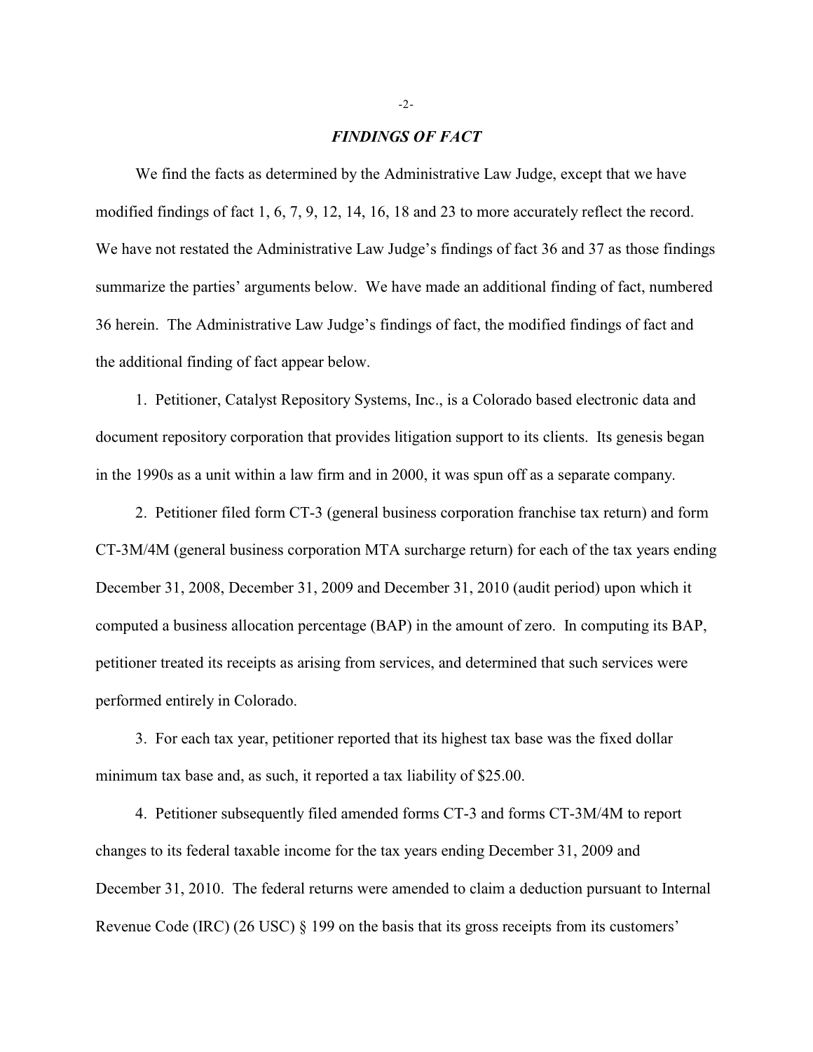## *FINDINGS OF FACT*

We find the facts as determined by the Administrative Law Judge, except that we have modified findings of fact 1, 6, 7, 9, 12, 14, 16, 18 and 23 to more accurately reflect the record. We have not restated the Administrative Law Judge's findings of fact 36 and 37 as those findings summarize the parties' arguments below. We have made an additional finding of fact, numbered 36 herein. The Administrative Law Judge's findings of fact, the modified findings of fact and the additional finding of fact appear below.

1. Petitioner, Catalyst Repository Systems, Inc., is a Colorado based electronic data and document repository corporation that provides litigation support to its clients. Its genesis began in the 1990s as a unit within a law firm and in 2000, it was spun off as a separate company.

2. Petitioner filed form CT-3 (general business corporation franchise tax return) and form CT-3M/4M (general business corporation MTA surcharge return) for each of the tax years ending December 31, 2008, December 31, 2009 and December 31, 2010 (audit period) upon which it computed a business allocation percentage (BAP) in the amount of zero. In computing its BAP, petitioner treated its receipts as arising from services, and determined that such services were performed entirely in Colorado.

3. For each tax year, petitioner reported that its highest tax base was the fixed dollar minimum tax base and, as such, it reported a tax liability of $25.00.

4. Petitioner subsequently filed amended forms CT-3 and forms CT-3M/4M to report changes to its federal taxable income for the tax years ending December 31, 2009 and December 31, 2010. The federal returns were amended to claim a deduction pursuant to Internal Revenue Code (IRC) (26 USC) § 199 on the basis that its gross receipts from its customers'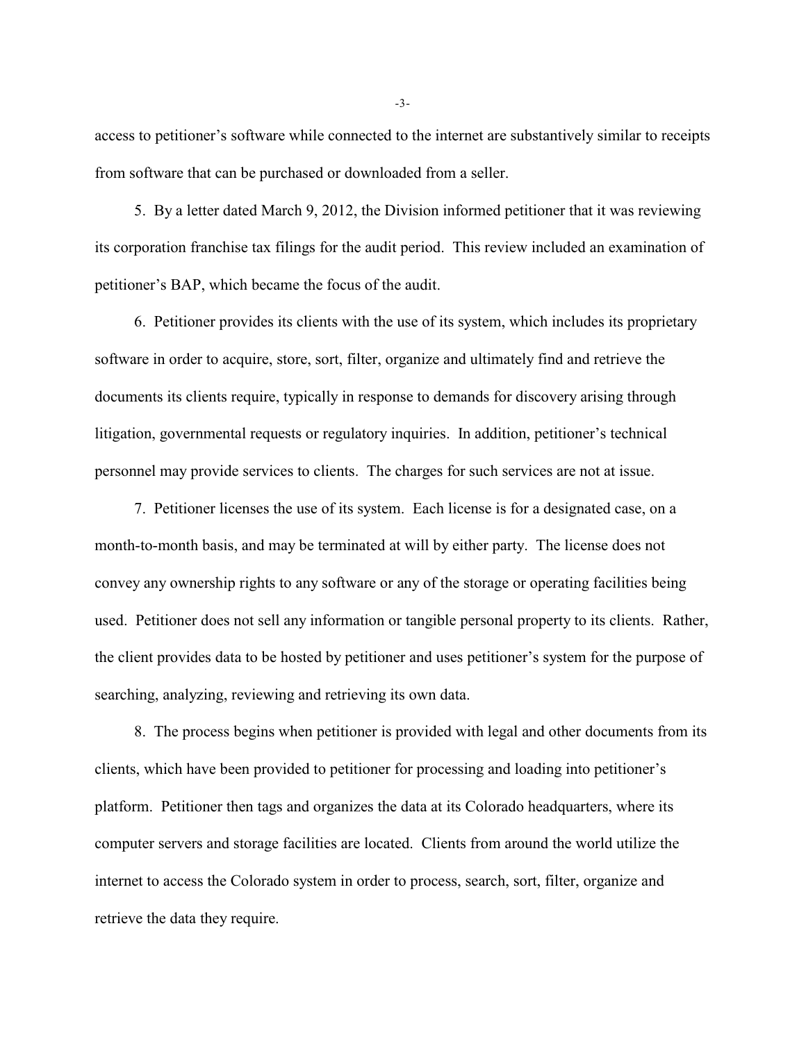access to petitioner's software while connected to the internet are substantively similar to receipts from software that can be purchased or downloaded from a seller.

5. By a letter dated March 9, 2012, the Division informed petitioner that it was reviewing its corporation franchise tax filings for the audit period. This review included an examination of petitioner's BAP, which became the focus of the audit.

6. Petitioner provides its clients with the use of its system, which includes its proprietary software in order to acquire, store, sort, filter, organize and ultimately find and retrieve the documents its clients require, typically in response to demands for discovery arising through litigation, governmental requests or regulatory inquiries. In addition, petitioner's technical personnel may provide services to clients. The charges for such services are not at issue.

7. Petitioner licenses the use of its system. Each license is for a designated case, on a month-to-month basis, and may be terminated at will by either party. The license does not convey any ownership rights to any software or any of the storage or operating facilities being used. Petitioner does not sell any information or tangible personal property to its clients. Rather, the client provides data to be hosted by petitioner and uses petitioner's system for the purpose of searching, analyzing, reviewing and retrieving its own data.

8. The process begins when petitioner is provided with legal and other documents from its clients, which have been provided to petitioner for processing and loading into petitioner's platform. Petitioner then tags and organizes the data at its Colorado headquarters, where its computer servers and storage facilities are located. Clients from around the world utilize the internet to access the Colorado system in order to process, search, sort, filter, organize and retrieve the data they require.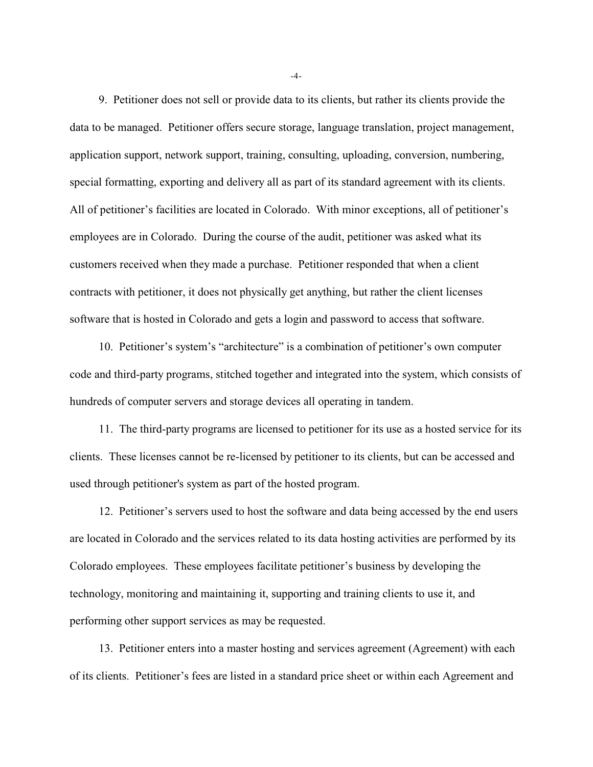9. Petitioner does not sell or provide data to its clients, but rather its clients provide the data to be managed. Petitioner offers secure storage, language translation, project management, application support, network support, training, consulting, uploading, conversion, numbering, special formatting, exporting and delivery all as part of its standard agreement with its clients. All of petitioner's facilities are located in Colorado. With minor exceptions, all of petitioner's employees are in Colorado. During the course of the audit, petitioner was asked what its customers received when they made a purchase. Petitioner responded that when a client contracts with petitioner, it does not physically get anything, but rather the client licenses software that is hosted in Colorado and gets a login and password to access that software.

10. Petitioner's system's "architecture" is a combination of petitioner's own computer code and third-party programs, stitched together and integrated into the system, which consists of hundreds of computer servers and storage devices all operating in tandem.

11. The third-party programs are licensed to petitioner for its use as a hosted service for its clients. These licenses cannot be re-licensed by petitioner to its clients, but can be accessed and used through petitioner's system as part of the hosted program.

12. Petitioner's servers used to host the software and data being accessed by the end users are located in Colorado and the services related to its data hosting activities are performed by its Colorado employees. These employees facilitate petitioner's business by developing the technology, monitoring and maintaining it, supporting and training clients to use it, and performing other support services as may be requested.

13. Petitioner enters into a master hosting and services agreement (Agreement) with each of its clients. Petitioner's fees are listed in a standard price sheet or within each Agreement and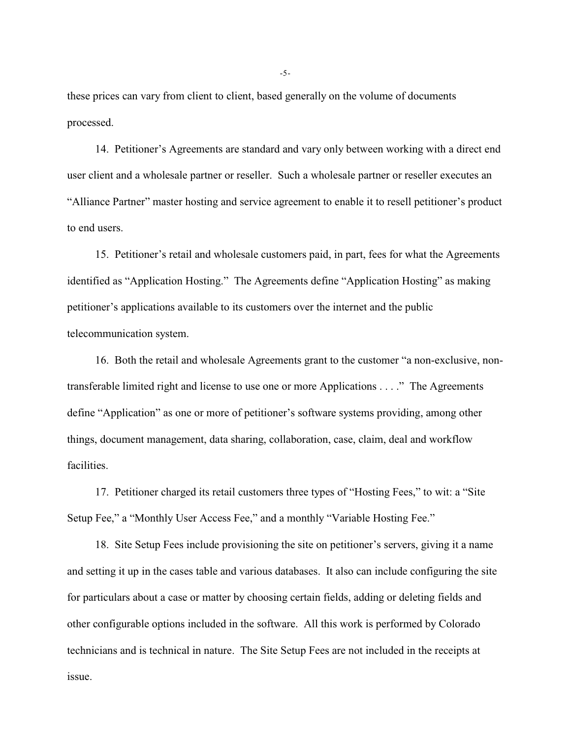these prices can vary from client to client, based generally on the volume of documents processed.

14. Petitioner's Agreements are standard and vary only between working with a direct end user client and a wholesale partner or reseller. Such a wholesale partner or reseller executes an "Alliance Partner" master hosting and service agreement to enable it to resell petitioner's product to end users.

15. Petitioner's retail and wholesale customers paid, in part, fees for what the Agreements identified as "Application Hosting." The Agreements define "Application Hosting" as making petitioner's applications available to its customers over the internet and the public telecommunication system.

16. Both the retail and wholesale Agreements grant to the customer "a non-exclusive, non-transferable limited right and license to use one or more Applications . . . ." The Agreements define "Application" as one or more of petitioner's software systems providing, among other things, document management, data sharing, collaboration, case, claim, deal and workflow facilities.

17. Petitioner charged its retail customers three types of "Hosting Fees," to wit: a "Site Setup Fee," a "Monthly User Access Fee," and a monthly "Variable Hosting Fee."

18. Site Setup Fees include provisioning the site on petitioner's servers, giving it a name and setting it up in the cases table and various databases. It also can include configuring the site for particulars about a case or matter by choosing certain fields, adding or deleting fields and other configurable options included in the software. All this work is performed by Colorado technicians and is technical in nature. The Site Setup Fees are not included in the receipts at issue.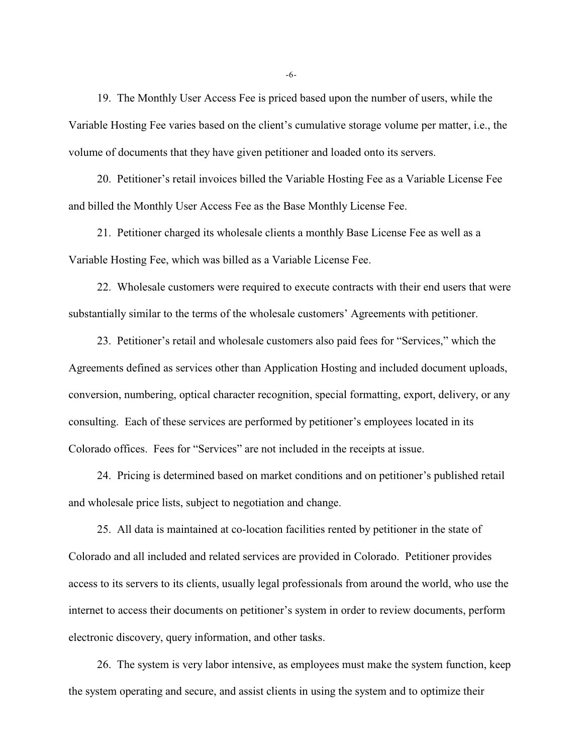19. The Monthly User Access Fee is priced based upon the number of users, while the Variable Hosting Fee varies based on the client's cumulative storage volume per matter, i.e., the volume of documents that they have given petitioner and loaded onto its servers.

20. Petitioner's retail invoices billed the Variable Hosting Fee as a Variable License Fee and billed the Monthly User Access Fee as the Base Monthly License Fee.

21. Petitioner charged its wholesale clients a monthly Base License Fee as well as a Variable Hosting Fee, which was billed as a Variable License Fee.

22. Wholesale customers were required to execute contracts with their end users that were substantially similar to the terms of the wholesale customers' Agreements with petitioner.

23. Petitioner's retail and wholesale customers also paid fees for "Services," which the Agreements defined as services other than Application Hosting and included document uploads, conversion, numbering, optical character recognition, special formatting, export, delivery, or any consulting. Each of these services are performed by petitioner's employees located in its Colorado offices. Fees for "Services" are not included in the receipts at issue.

24. Pricing is determined based on market conditions and on petitioner's published retail and wholesale price lists, subject to negotiation and change.

25. All data is maintained at co-location facilities rented by petitioner in the state of Colorado and all included and related services are provided in Colorado. Petitioner provides access to its servers to its clients, usually legal professionals from around the world, who use the internet to access their documents on petitioner's system in order to review documents, perform electronic discovery, query information, and other tasks.

26. The system is very labor intensive, as employees must make the system function, keep the system operating and secure, and assist clients in using the system and to optimize their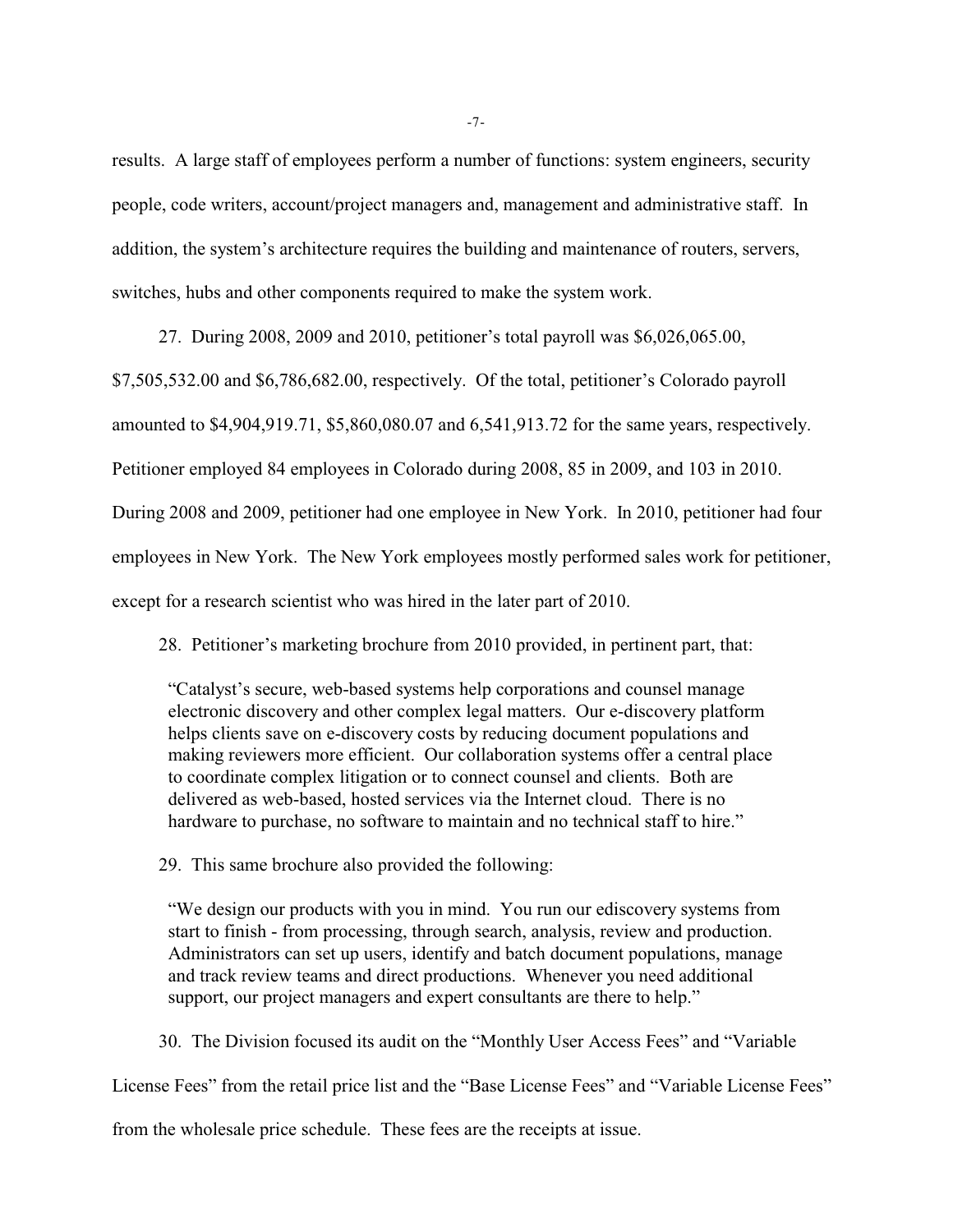results. A large staff of employees perform a number of functions: system engineers, security people, code writers, account/project managers and, management and administrative staff. In addition, the system's architecture requires the building and maintenance of routers, servers, switches, hubs and other components required to make the system work.

27. During 2008, 2009 and 2010, petitioner's total payroll was $6,026,065.00, $7,505,532.00 and $6,786,682.00, respectively. Of the total, petitioner's Colorado payroll amounted to $4,904,919.71, $5,860,080.07 and 6,541,913.72 for the same years, respectively. Petitioner employed 84 employees in Colorado during 2008, 85 in 2009, and 103 in 2010. During 2008 and 2009, petitioner had one employee in New York. In 2010, petitioner had four employees in New York. The New York employees mostly performed sales work for petitioner, except for a research scientist who was hired in the later part of 2010.

28. Petitioner's marketing brochure from 2010 provided, in pertinent part, that:

> "Catalyst's secure, web-based systems help corporations and counsel manage electronic discovery and other complex legal matters. Our e-discovery platform helps clients save on e-discovery costs by reducing document populations and making reviewers more efficient. Our collaboration systems offer a central place to coordinate complex litigation or to connect counsel and clients. Both are delivered as web-based, hosted services via the Internet cloud. There is no hardware to purchase, no software to maintain and no technical staff to hire."

29. This same brochure also provided the following:

> "We design our products with you in mind. You run our ediscovery systems from start to finish - from processing, through search, analysis, review and production. Administrators can set up users, identify and batch document populations, manage and track review teams and direct productions. Whenever you need additional support, our project managers and expert consultants are there to help."

30. The Division focused its audit on the "Monthly User Access Fees" and "Variable License Fees" from the retail price list and the "Base License Fees" and "Variable License Fees" from the wholesale price schedule. These fees are the receipts at issue.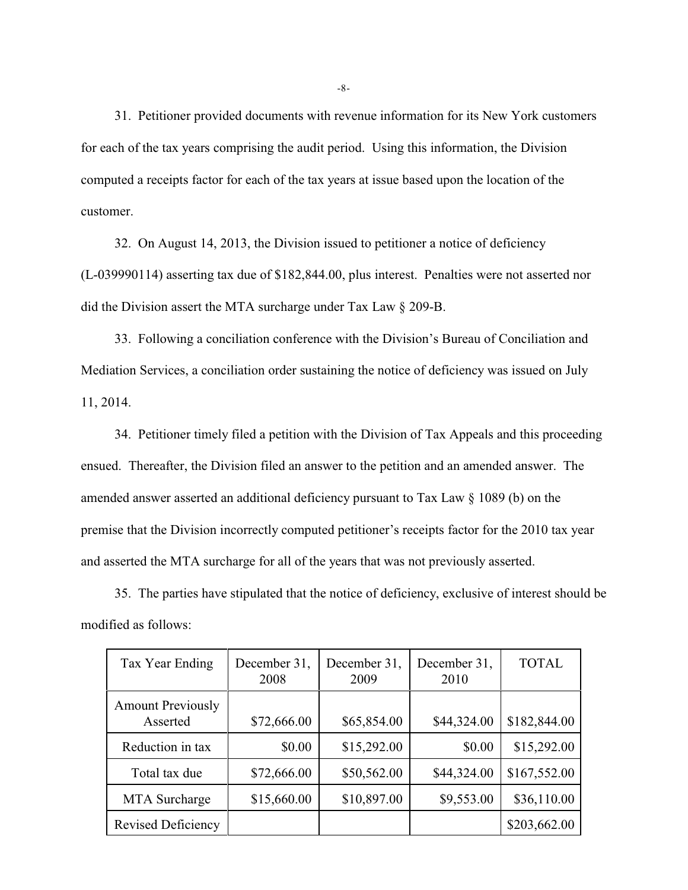31. Petitioner provided documents with revenue information for its New York customers for each of the tax years comprising the audit period. Using this information, the Division computed a receipts factor for each of the tax years at issue based upon the location of the customer.

32. On August 14, 2013, the Division issued to petitioner a notice of deficiency (L-039990114) asserting tax due of $182,844.00, plus interest. Penalties were not asserted nor did the Division assert the MTA surcharge under Tax Law § 209-B.

33. Following a conciliation conference with the Division's Bureau of Conciliation and Mediation Services, a conciliation order sustaining the notice of deficiency was issued on July 11, 2014.

34. Petitioner timely filed a petition with the Division of Tax Appeals and this proceeding ensued. Thereafter, the Division filed an answer to the petition and an amended answer. The amended answer asserted an additional deficiency pursuant to Tax Law § 1089 (b) on the premise that the Division incorrectly computed petitioner's receipts factor for the 2010 tax year and asserted the MTA surcharge for all of the years that was not previously asserted.

35. The parties have stipulated that the notice of deficiency, exclusive of interest should be modified as follows:

| Tax Year Ending | December 31, 2008 | December 31, 2009 | December 31, 2010 | TOTAL |
|---|---|---|---|---|
| Amount Previously Asserted | $72,666.00 | $65,854.00 | $44,324.00 | $182,844.00 |
| Reduction in tax | $0.00 | $15,292.00 | $0.00 | $15,292.00 |
| Total tax due | $72,666.00 | $50,562.00 | $44,324.00 | $167,552.00 |
| MTA Surcharge | $15,660.00 | $10,897.00 | $9,553.00 | $36,110.00 |
| Revised Deficiency | | | | $203,662.00 |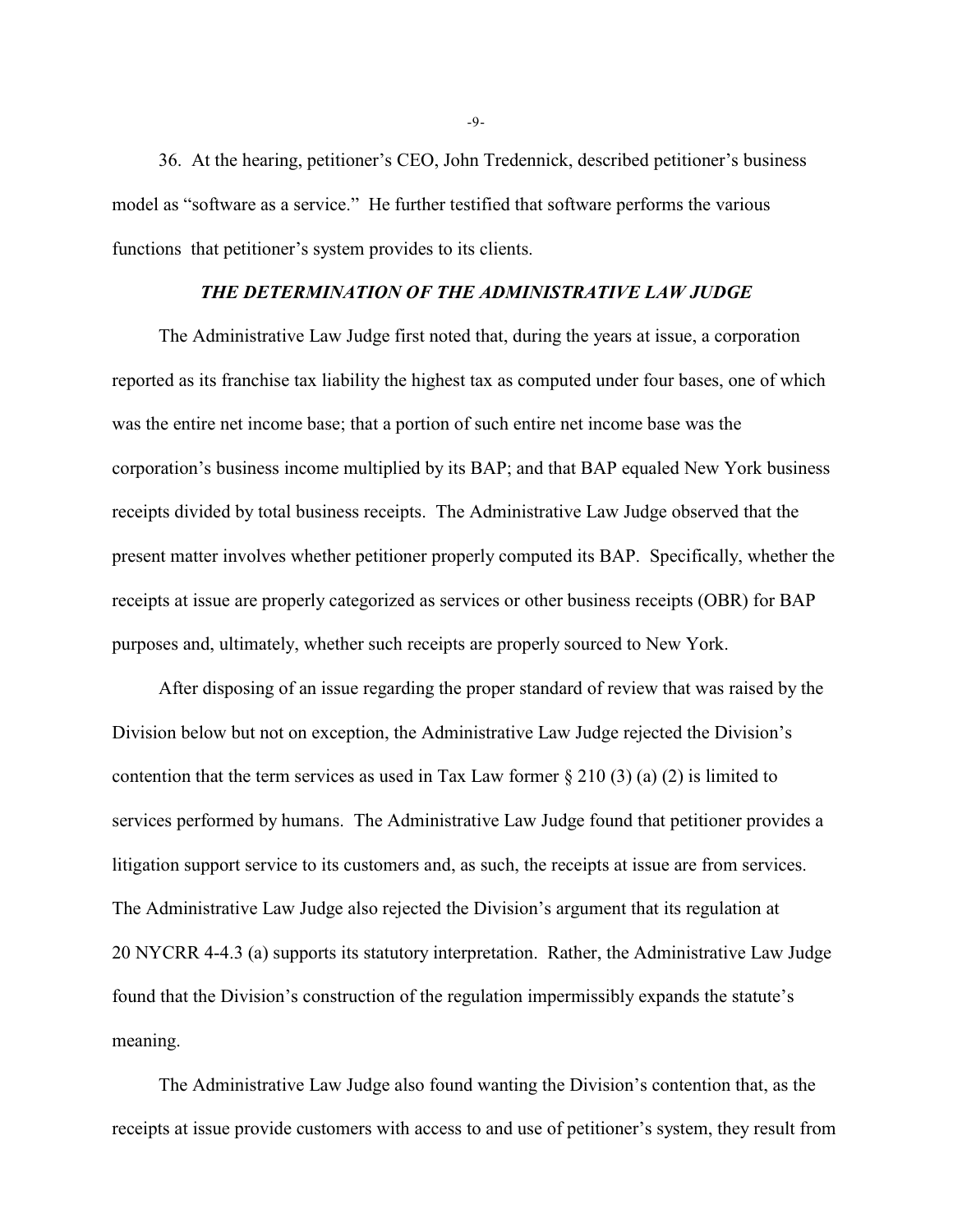36. At the hearing, petitioner's CEO, John Tredennick, described petitioner's business model as "software as a service." He further testified that software performs the various functions that petitioner's system provides to its clients.

### *THE DETERMINATION OF THE ADMINISTRATIVE LAW JUDGE*

The Administrative Law Judge first noted that, during the years at issue, a corporation reported as its franchise tax liability the highest tax as computed under four bases, one of which was the entire net income base; that a portion of such entire net income base was the corporation's business income multiplied by its BAP; and that BAP equaled New York business receipts divided by total business receipts. The Administrative Law Judge observed that the present matter involves whether petitioner properly computed its BAP. Specifically, whether the receipts at issue are properly categorized as services or other business receipts (OBR) for BAP purposes and, ultimately, whether such receipts are properly sourced to New York.

After disposing of an issue regarding the proper standard of review that was raised by the Division below but not on exception, the Administrative Law Judge rejected the Division's contention that the term services as used in Tax Law former § 210 (3) (a) (2) is limited to services performed by humans. The Administrative Law Judge found that petitioner provides a litigation support service to its customers and, as such, the receipts at issue are from services. The Administrative Law Judge also rejected the Division's argument that its regulation at 20 NYCRR 4-4.3 (a) supports its statutory interpretation. Rather, the Administrative Law Judge found that the Division's construction of the regulation impermissibly expands the statute's meaning.

The Administrative Law Judge also found wanting the Division's contention that, as the receipts at issue provide customers with access to and use of petitioner's system, they result from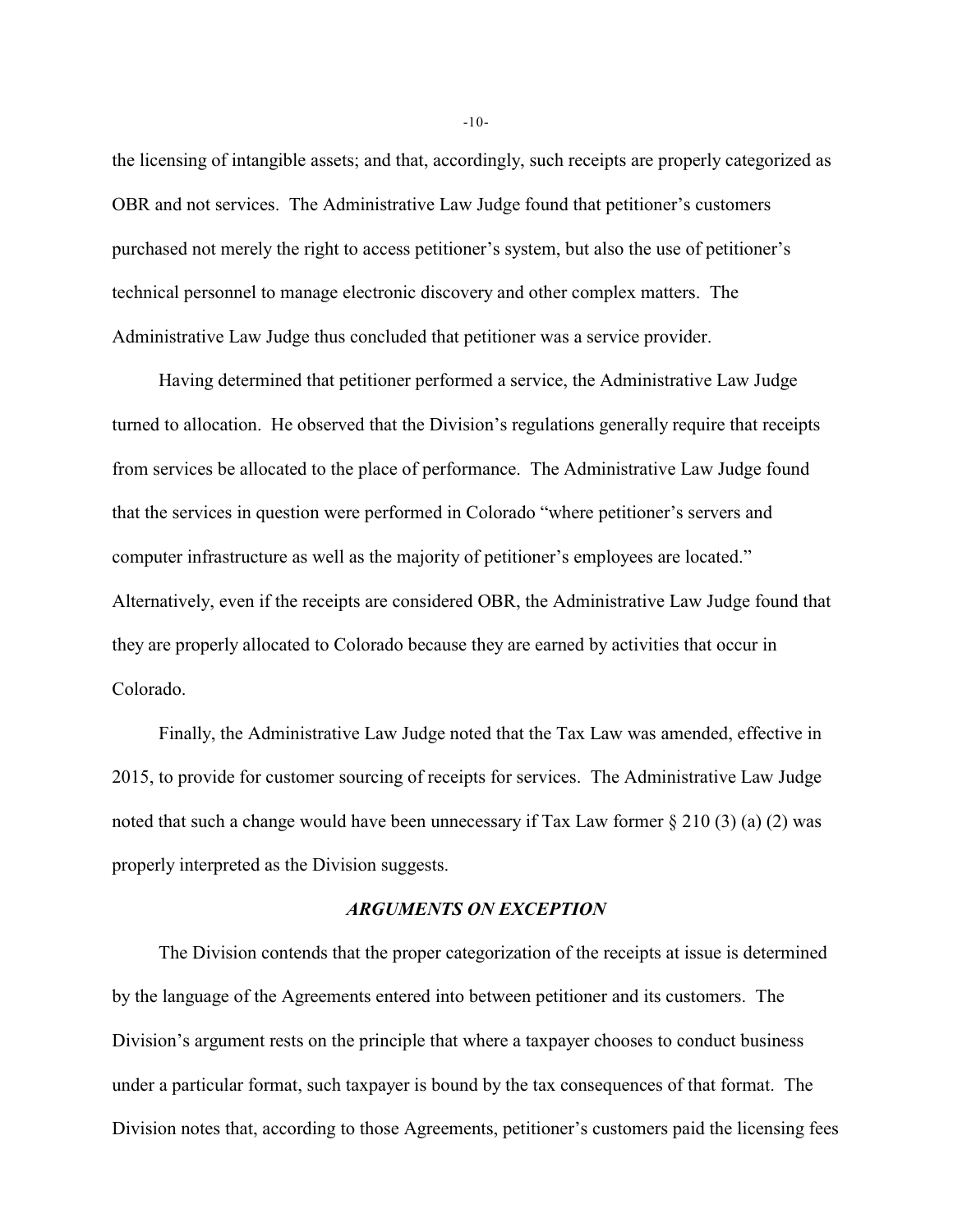the licensing of intangible assets; and that, accordingly, such receipts are properly categorized as OBR and not services. The Administrative Law Judge found that petitioner's customers purchased not merely the right to access petitioner's system, but also the use of petitioner's technical personnel to manage electronic discovery and other complex matters. The Administrative Law Judge thus concluded that petitioner was a service provider.

Having determined that petitioner performed a service, the Administrative Law Judge turned to allocation. He observed that the Division's regulations generally require that receipts from services be allocated to the place of performance. The Administrative Law Judge found that the services in question were performed in Colorado "where petitioner's servers and computer infrastructure as well as the majority of petitioner's employees are located." Alternatively, even if the receipts are considered OBR, the Administrative Law Judge found that they are properly allocated to Colorado because they are earned by activities that occur in Colorado.

Finally, the Administrative Law Judge noted that the Tax Law was amended, effective in 2015, to provide for customer sourcing of receipts for services. The Administrative Law Judge noted that such a change would have been unnecessary if Tax Law former § 210 (3) (a) (2) was properly interpreted as the Division suggests.

### *ARGUMENTS ON EXCEPTION*

The Division contends that the proper categorization of the receipts at issue is determined by the language of the Agreements entered into between petitioner and its customers. The Division's argument rests on the principle that where a taxpayer chooses to conduct business under a particular format, such taxpayer is bound by the tax consequences of that format. The Division notes that, according to those Agreements, petitioner's customers paid the licensing fees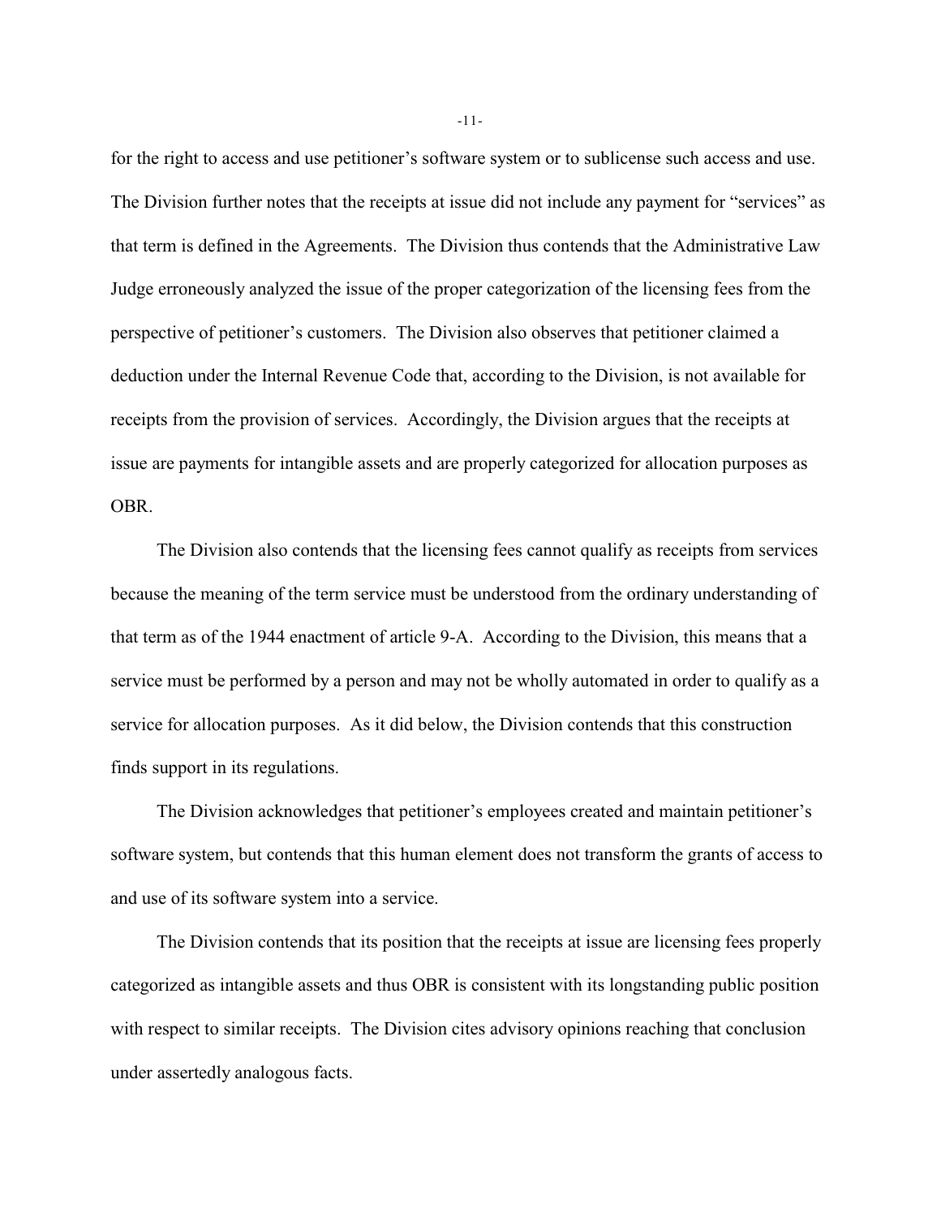for the right to access and use petitioner's software system or to sublicense such access and use. The Division further notes that the receipts at issue did not include any payment for "services" as that term is defined in the Agreements. The Division thus contends that the Administrative Law Judge erroneously analyzed the issue of the proper categorization of the licensing fees from the perspective of petitioner's customers. The Division also observes that petitioner claimed a deduction under the Internal Revenue Code that, according to the Division, is not available for receipts from the provision of services. Accordingly, the Division argues that the receipts at issue are payments for intangible assets and are properly categorized for allocation purposes as OBR.

The Division also contends that the licensing fees cannot qualify as receipts from services because the meaning of the term service must be understood from the ordinary understanding of that term as of the 1944 enactment of article 9-A. According to the Division, this means that a service must be performed by a person and may not be wholly automated in order to qualify as a service for allocation purposes. As it did below, the Division contends that this construction finds support in its regulations.

The Division acknowledges that petitioner's employees created and maintain petitioner's software system, but contends that this human element does not transform the grants of access to and use of its software system into a service.

The Division contends that its position that the receipts at issue are licensing fees properly categorized as intangible assets and thus OBR is consistent with its longstanding public position with respect to similar receipts. The Division cites advisory opinions reaching that conclusion under assertedly analogous facts.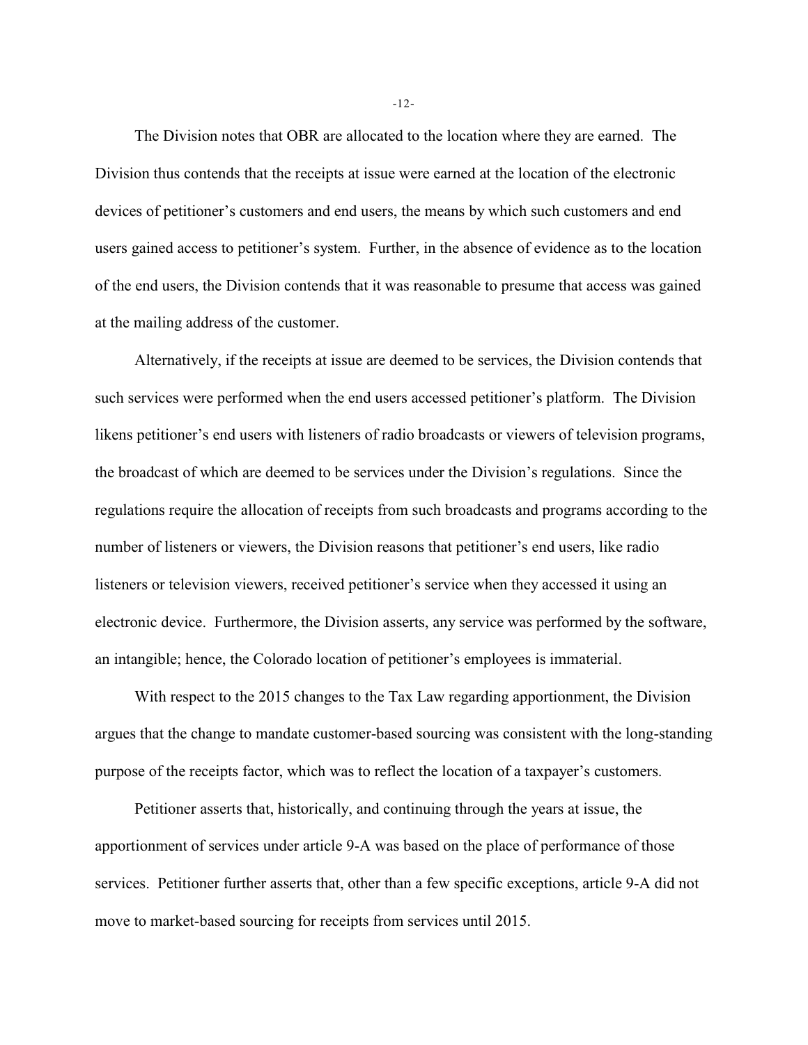The Division notes that OBR are allocated to the location where they are earned. The Division thus contends that the receipts at issue were earned at the location of the electronic devices of petitioner's customers and end users, the means by which such customers and end users gained access to petitioner's system. Further, in the absence of evidence as to the location of the end users, the Division contends that it was reasonable to presume that access was gained at the mailing address of the customer.

Alternatively, if the receipts at issue are deemed to be services, the Division contends that such services were performed when the end users accessed petitioner's platform. The Division likens petitioner's end users with listeners of radio broadcasts or viewers of television programs, the broadcast of which are deemed to be services under the Division's regulations. Since the regulations require the allocation of receipts from such broadcasts and programs according to the number of listeners or viewers, the Division reasons that petitioner's end users, like radio listeners or television viewers, received petitioner's service when they accessed it using an electronic device. Furthermore, the Division asserts, any service was performed by the software, an intangible; hence, the Colorado location of petitioner's employees is immaterial.

With respect to the 2015 changes to the Tax Law regarding apportionment, the Division argues that the change to mandate customer-based sourcing was consistent with the long-standing purpose of the receipts factor, which was to reflect the location of a taxpayer's customers.

Petitioner asserts that, historically, and continuing through the years at issue, the apportionment of services under article 9-A was based on the place of performance of those services. Petitioner further asserts that, other than a few specific exceptions, article 9-A did not move to market-based sourcing for receipts from services until 2015.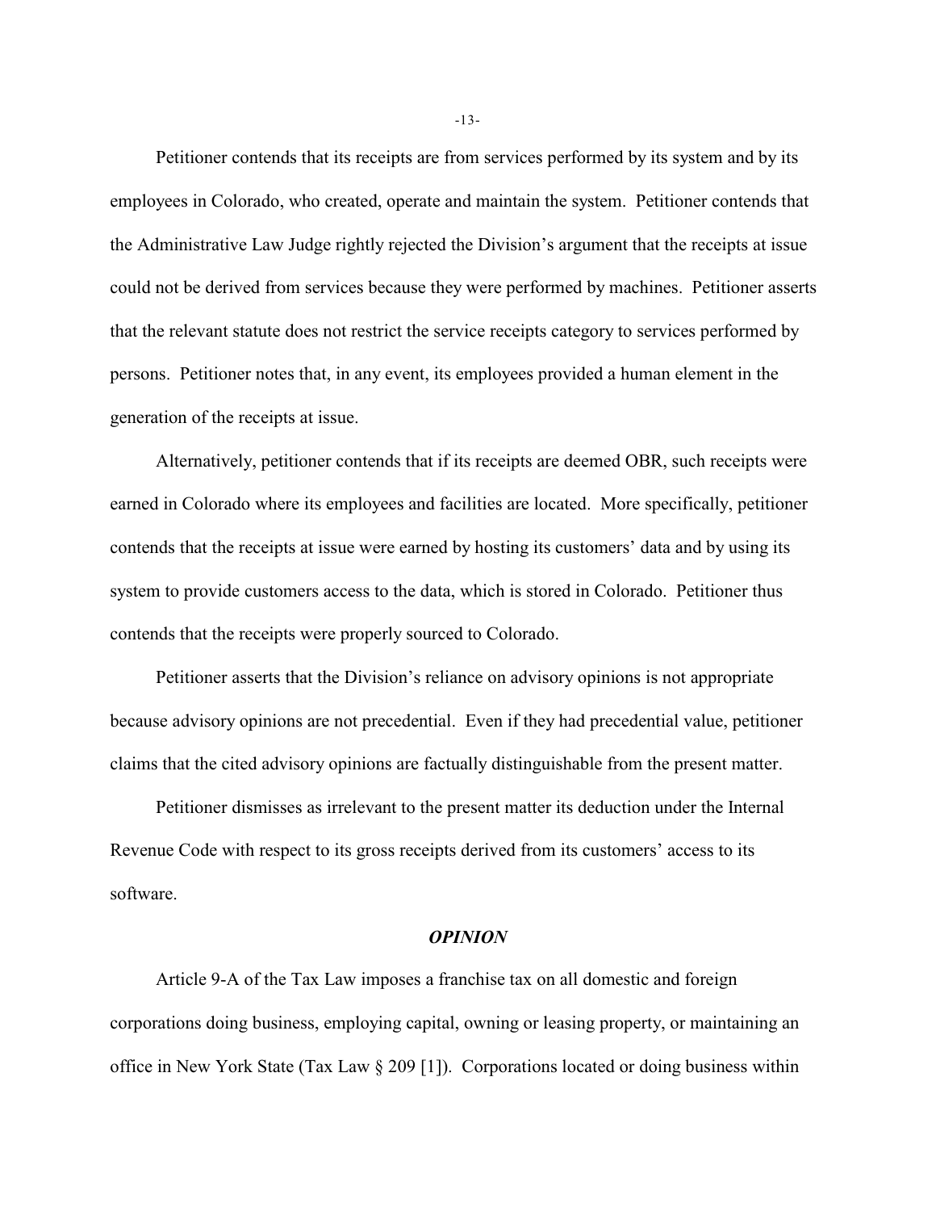Petitioner contends that its receipts are from services performed by its system and by its employees in Colorado, who created, operate and maintain the system. Petitioner contends that the Administrative Law Judge rightly rejected the Division's argument that the receipts at issue could not be derived from services because they were performed by machines. Petitioner asserts that the relevant statute does not restrict the service receipts category to services performed by persons. Petitioner notes that, in any event, its employees provided a human element in the generation of the receipts at issue.

Alternatively, petitioner contends that if its receipts are deemed OBR, such receipts were earned in Colorado where its employees and facilities are located. More specifically, petitioner contends that the receipts at issue were earned by hosting its customers' data and by using its system to provide customers access to the data, which is stored in Colorado. Petitioner thus contends that the receipts were properly sourced to Colorado.

Petitioner asserts that the Division's reliance on advisory opinions is not appropriate because advisory opinions are not precedential. Even if they had precedential value, petitioner claims that the cited advisory opinions are factually distinguishable from the present matter.

Petitioner dismisses as irrelevant to the present matter its deduction under the Internal Revenue Code with respect to its gross receipts derived from its customers' access to its software.

## *OPINION*

Article 9-A of the Tax Law imposes a franchise tax on all domestic and foreign corporations doing business, employing capital, owning or leasing property, or maintaining an office in New York State (Tax Law § 209 [1]). Corporations located or doing business within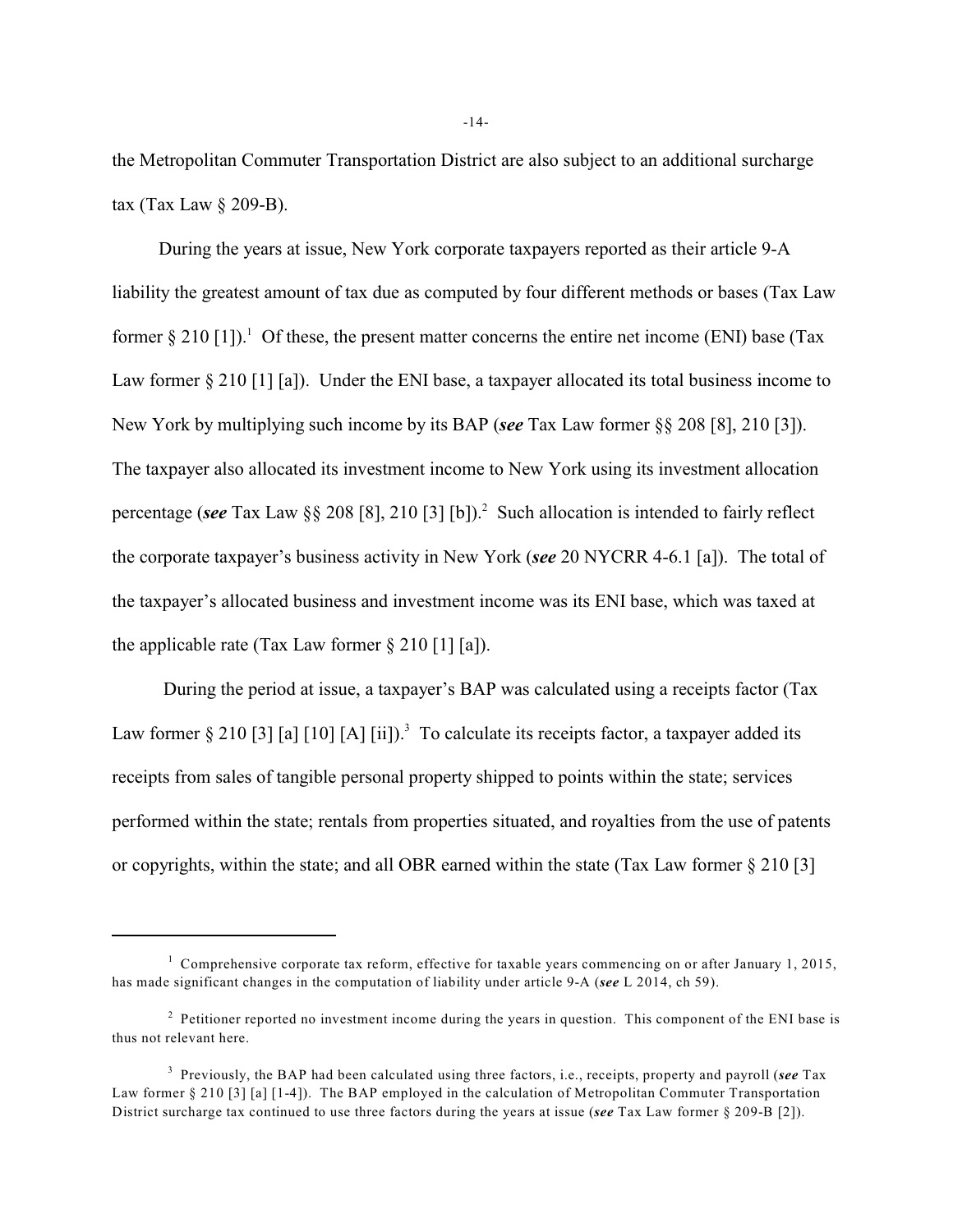the Metropolitan Commuter Transportation District are also subject to an additional surcharge tax (Tax Law § 209-B).

During the years at issue, New York corporate taxpayers reported as their article 9-A liability the greatest amount of tax due as computed by four different methods or bases (Tax Law former § 210 [1]).[1] Of these, the present matter concerns the entire net income (ENI) base (Tax Law former § 210 [1] [a]). Under the ENI base, a taxpayer allocated its total business income to New York by multiplying such income by its BAP (***see*** Tax Law former §§ 208 [8], 210 [3]). The taxpayer also allocated its investment income to New York using its investment allocation percentage (***see*** Tax Law §§ 208 [8], 210 [3] [b]).[2] Such allocation is intended to fairly reflect the corporate taxpayer's business activity in New York (***see*** 20 NYCRR 4-6.1 [a]). The total of the taxpayer's allocated business and investment income was its ENI base, which was taxed at the applicable rate (Tax Law former § 210 [1] [a]).

During the period at issue, a taxpayer's BAP was calculated using a receipts factor (Tax Law former § 210 [3] [a] [10] [A] [ii]).[3] To calculate its receipts factor, a taxpayer added its receipts from sales of tangible personal property shipped to points within the state; services performed within the state; rentals from properties situated, and royalties from the use of patents or copyrights, within the state; and all OBR earned within the state (Tax Law former § 210 [3]

---

[1] Comprehensive corporate tax reform, effective for taxable years commencing on or after January 1, 2015, has made significant changes in the computation of liability under article 9-A (***see*** L 2014, ch 59).

[2] Petitioner reported no investment income during the years in question. This component of the ENI base is thus not relevant here.

[3] Previously, the BAP had been calculated using three factors, i.e., receipts, property and payroll (***see*** Tax Law former § 210 [3] [a] [1-4]). The BAP employed in the calculation of Metropolitan Commuter Transportation District surcharge tax continued to use three factors during the years at issue (***see*** Tax Law former § 209-B [2]).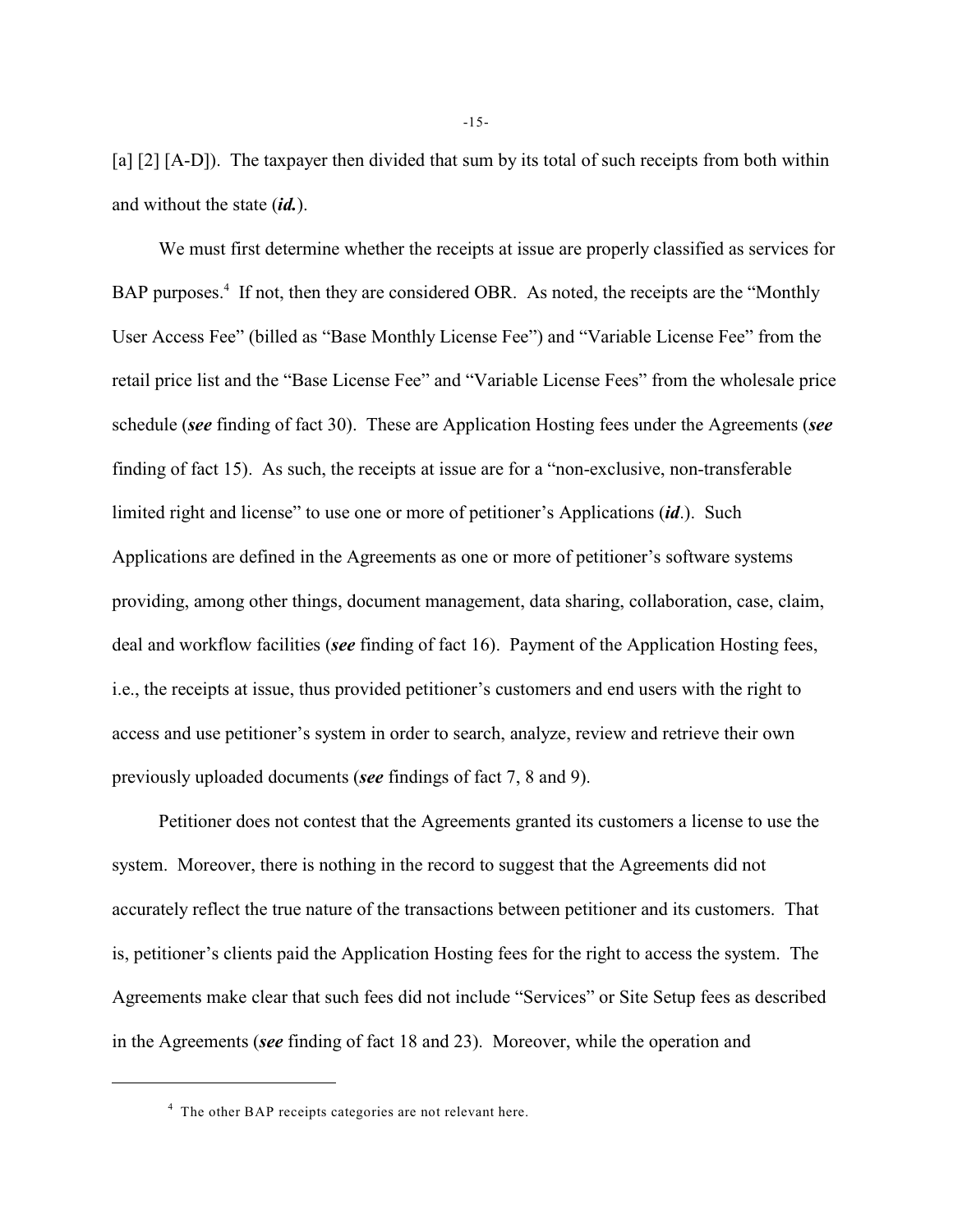[a] [2] [A-D]). The taxpayer then divided that sum by its total of such receipts from both within and without the state (***id.***).

We must first determine whether the receipts at issue are properly classified as services for BAP purposes.[4] If not, then they are considered OBR. As noted, the receipts are the "Monthly User Access Fee" (billed as "Base Monthly License Fee") and "Variable License Fee" from the retail price list and the "Base License Fee" and "Variable License Fees" from the wholesale price schedule (***see*** finding of fact 30). These are Application Hosting fees under the Agreements (***see*** finding of fact 15). As such, the receipts at issue are for a "non-exclusive, non-transferable limited right and license" to use one or more of petitioner's Applications (***id***.). Such Applications are defined in the Agreements as one or more of petitioner's software systems providing, among other things, document management, data sharing, collaboration, case, claim, deal and workflow facilities (***see*** finding of fact 16). Payment of the Application Hosting fees, i.e., the receipts at issue, thus provided petitioner's customers and end users with the right to access and use petitioner's system in order to search, analyze, review and retrieve their own previously uploaded documents (***see*** findings of fact 7, 8 and 9).

Petitioner does not contest that the Agreements granted its customers a license to use the system. Moreover, there is nothing in the record to suggest that the Agreements did not accurately reflect the true nature of the transactions between petitioner and its customers. That is, petitioner's clients paid the Application Hosting fees for the right to access the system. The Agreements make clear that such fees did not include "Services" or Site Setup fees as described in the Agreements (***see*** finding of fact 18 and 23). Moreover, while the operation and

---

[4] The other BAP receipts categories are not relevant here.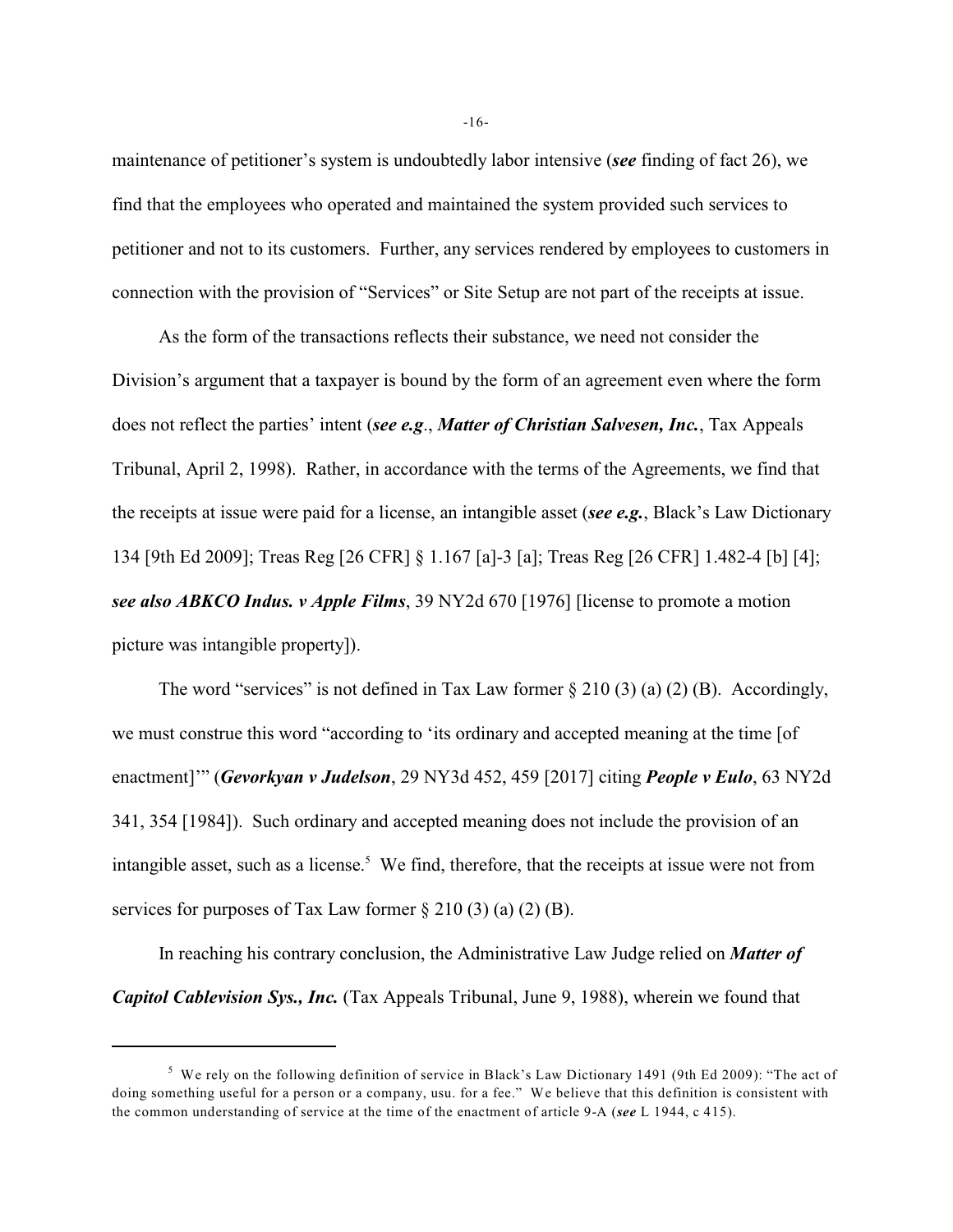maintenance of petitioner's system is undoubtedly labor intensive (***see*** finding of fact 26), we find that the employees who operated and maintained the system provided such services to petitioner and not to its customers. Further, any services rendered by employees to customers in connection with the provision of "Services" or Site Setup are not part of the receipts at issue.

As the form of the transactions reflects their substance, we need not consider the Division's argument that a taxpayer is bound by the form of an agreement even where the form does not reflect the parties' intent (***see e.g.***, ***Matter of Christian Salvesen, Inc.***, Tax Appeals Tribunal, April 2, 1998). Rather, in accordance with the terms of the Agreements, we find that the receipts at issue were paid for a license, an intangible asset (***see e.g.***, Black's Law Dictionary 134 [9th Ed 2009]; Treas Reg [26 CFR] § 1.167 [a]-3 [a]; Treas Reg [26 CFR] 1.482-4 [b] [4]; ***see also ABKCO Indus. v Apple Films***, 39 NY2d 670 [1976] [license to promote a motion picture was intangible property]).

The word "services" is not defined in Tax Law former § 210 (3) (a) (2) (B). Accordingly, we must construe this word "according to 'its ordinary and accepted meaning at the time [of enactment]'" (***Gevorkyan v Judelson***, 29 NY3d 452, 459 [2017] citing ***People v Eulo***, 63 NY2d 341, 354 [1984]). Such ordinary and accepted meaning does not include the provision of an intangible asset, such as a license.[5] We find, therefore, that the receipts at issue were not from services for purposes of Tax Law former § 210 (3) (a) (2) (B).

In reaching his contrary conclusion, the Administrative Law Judge relied on ***Matter of Capitol Cablevision Sys., Inc.*** (Tax Appeals Tribunal, June 9, 1988), wherein we found that

---

[5] We rely on the following definition of service in Black's Law Dictionary 1491 (9th Ed 2009): "The act of doing something useful for a person or a company, usu. for a fee." We believe that this definition is consistent with the common understanding of service at the time of the enactment of article 9-A (***see*** L 1944, c 415).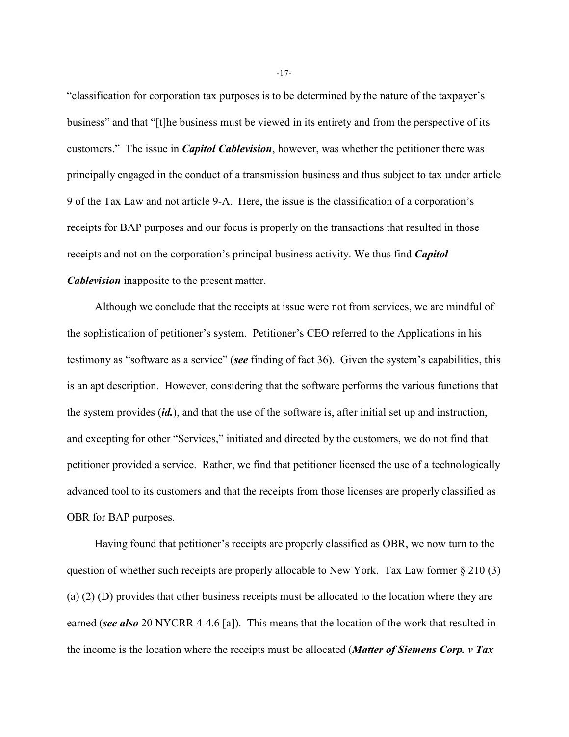"classification for corporation tax purposes is to be determined by the nature of the taxpayer's business" and that "[t]he business must be viewed in its entirety and from the perspective of its customers." The issue in ***Capitol Cablevision***, however, was whether the petitioner there was principally engaged in the conduct of a transmission business and thus subject to tax under article 9 of the Tax Law and not article 9-A. Here, the issue is the classification of a corporation's receipts for BAP purposes and our focus is properly on the transactions that resulted in those receipts and not on the corporation's principal business activity. We thus find ***Capitol Cablevision*** inapposite to the present matter.

Although we conclude that the receipts at issue were not from services, we are mindful of the sophistication of petitioner's system. Petitioner's CEO referred to the Applications in his testimony as "software as a service" (***see*** finding of fact 36). Given the system's capabilities, this is an apt description. However, considering that the software performs the various functions that the system provides (***id.***), and that the use of the software is, after initial set up and instruction, and excepting for other "Services," initiated and directed by the customers, we do not find that petitioner provided a service. Rather, we find that petitioner licensed the use of a technologically advanced tool to its customers and that the receipts from those licenses are properly classified as OBR for BAP purposes.

Having found that petitioner's receipts are properly classified as OBR, we now turn to the question of whether such receipts are properly allocable to New York. Tax Law former § 210 (3) (a) (2) (D) provides that other business receipts must be allocated to the location where they are earned (***see also*** 20 NYCRR 4-4.6 [a]). This means that the location of the work that resulted in the income is the location where the receipts must be allocated (***Matter of Siemens Corp. v Tax***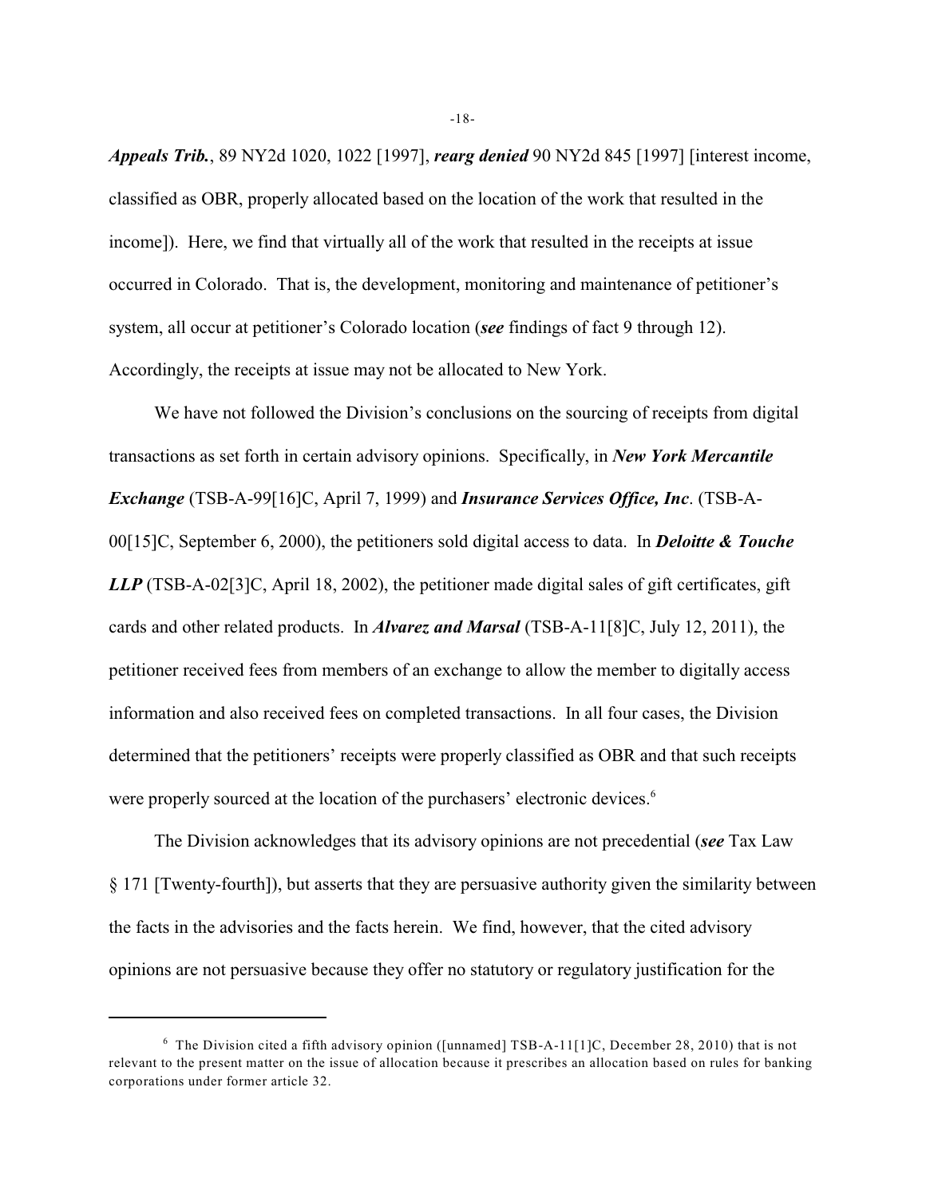***Appeals Trib.***, 89 NY2d 1020, 1022 [1997], ***rearg denied*** 90 NY2d 845 [1997] [interest income, classified as OBR, properly allocated based on the location of the work that resulted in the income]). Here, we find that virtually all of the work that resulted in the receipts at issue occurred in Colorado. That is, the development, monitoring and maintenance of petitioner's system, all occur at petitioner's Colorado location (***see*** findings of fact 9 through 12). Accordingly, the receipts at issue may not be allocated to New York.

We have not followed the Division's conclusions on the sourcing of receipts from digital transactions as set forth in certain advisory opinions. Specifically, in ***New York Mercantile Exchange*** (TSB-A-99[16]C, April 7, 1999) and ***Insurance Services Office, Inc***. (TSB-A-00[15]C, September 6, 2000), the petitioners sold digital access to data. In ***Deloitte & Touche LLP*** (TSB-A-02[3]C, April 18, 2002), the petitioner made digital sales of gift certificates, gift cards and other related products. In ***Alvarez and Marsal*** (TSB-A-11[8]C, July 12, 2011), the petitioner received fees from members of an exchange to allow the member to digitally access information and also received fees on completed transactions. In all four cases, the Division determined that the petitioners' receipts were properly classified as OBR and that such receipts were properly sourced at the location of the purchasers' electronic devices.[6]

The Division acknowledges that its advisory opinions are not precedential (***see*** Tax Law § 171 [Twenty-fourth]), but asserts that they are persuasive authority given the similarity between the facts in the advisories and the facts herein. We find, however, that the cited advisory opinions are not persuasive because they offer no statutory or regulatory justification for the

---

[6] The Division cited a fifth advisory opinion ([unnamed] TSB-A-11[1]C, December 28, 2010) that is not relevant to the present matter on the issue of allocation because it prescribes an allocation based on rules for banking corporations under former article 32.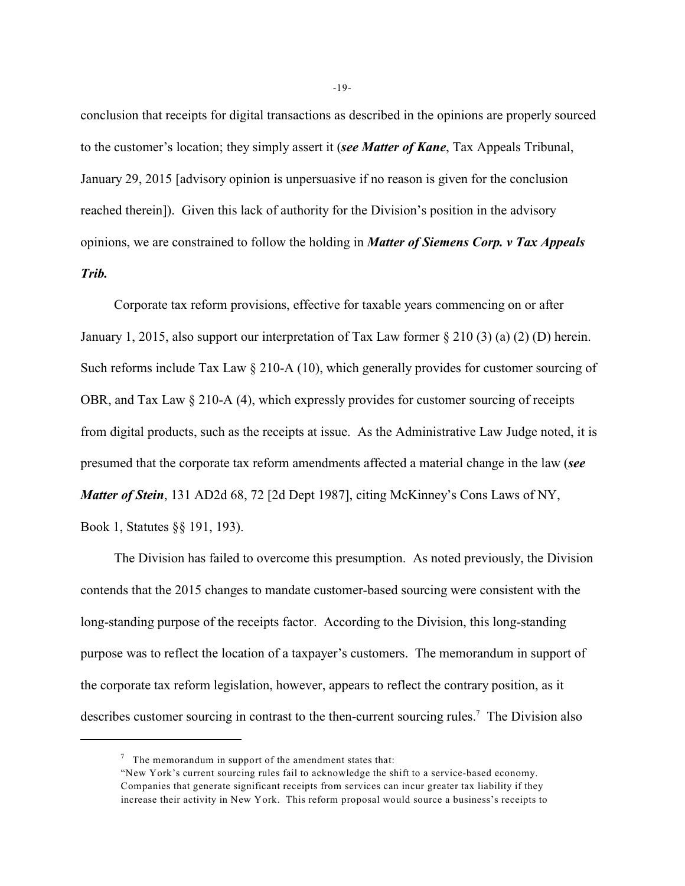conclusion that receipts for digital transactions as described in the opinions are properly sourced to the customer's location; they simply assert it (***see Matter of Kane***, Tax Appeals Tribunal, January 29, 2015 [advisory opinion is unpersuasive if no reason is given for the conclusion reached therein]). Given this lack of authority for the Division's position in the advisory opinions, we are constrained to follow the holding in ***Matter of Siemens Corp. v Tax Appeals Trib.***

Corporate tax reform provisions, effective for taxable years commencing on or after January 1, 2015, also support our interpretation of Tax Law former § 210 (3) (a) (2) (D) herein. Such reforms include Tax Law § 210-A (10), which generally provides for customer sourcing of OBR, and Tax Law § 210-A (4), which expressly provides for customer sourcing of receipts from digital products, such as the receipts at issue. As the Administrative Law Judge noted, it is presumed that the corporate tax reform amendments affected a material change in the law (***see Matter of Stein***, 131 AD2d 68, 72 [2d Dept 1987], citing McKinney's Cons Laws of NY, Book 1, Statutes §§ 191, 193).

The Division has failed to overcome this presumption. As noted previously, the Division contends that the 2015 changes to mandate customer-based sourcing were consistent with the long-standing purpose of the receipts factor. According to the Division, this long-standing purpose was to reflect the location of a taxpayer's customers. The memorandum in support of the corporate tax reform legislation, however, appears to reflect the contrary position, as it describes customer sourcing in contrast to the then-current sourcing rules.[7] The Division also

---

[7] The memorandum in support of the amendment states that:
"New York's current sourcing rules fail to acknowledge the shift to a service-based economy. Companies that generate significant receipts from services can incur greater tax liability if they increase their activity in New York. This reform proposal would source a business's receipts to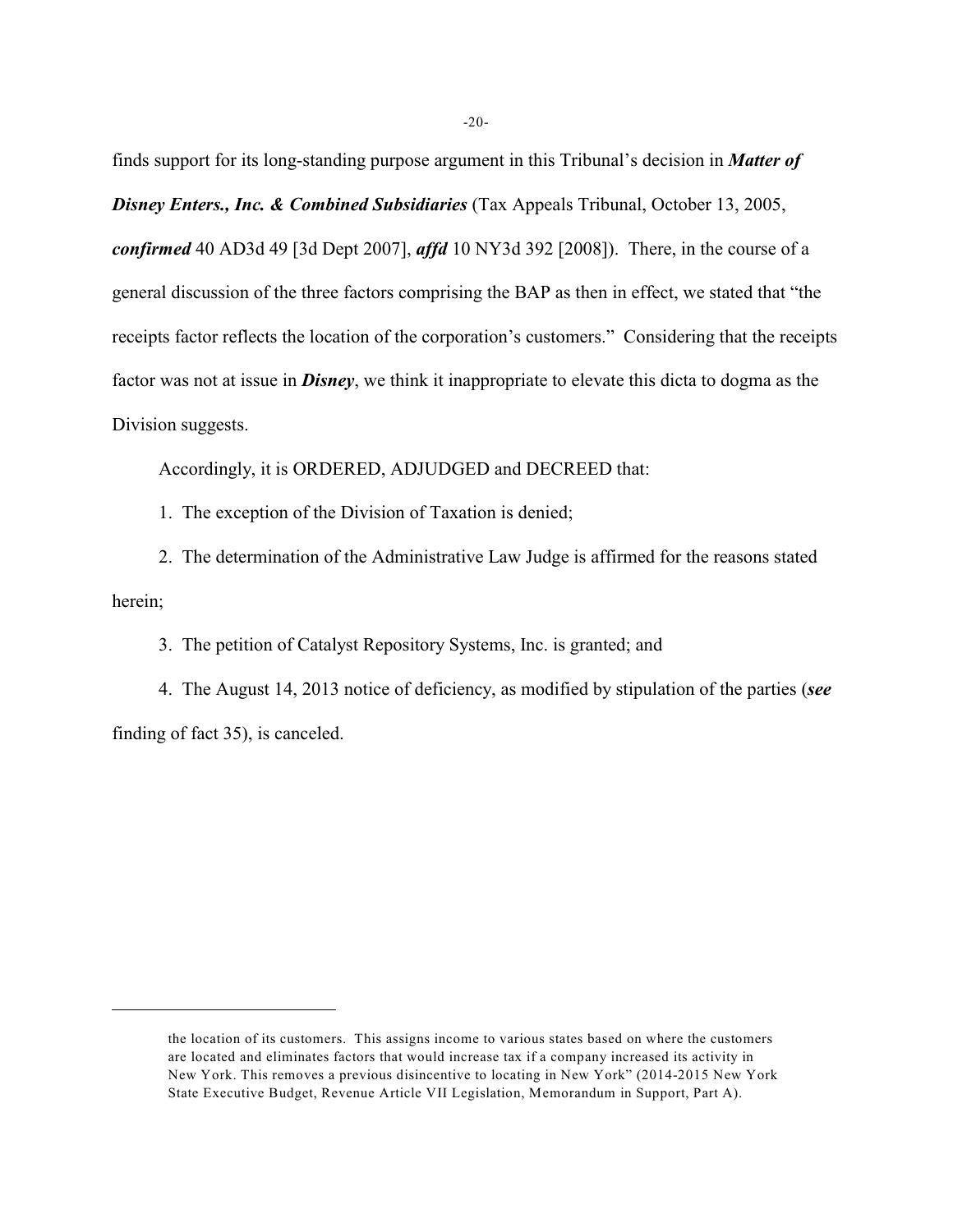finds support for its long-standing purpose argument in this Tribunal's decision in ***Matter of Disney Enters., Inc. & Combined Subsidiaries*** (Tax Appeals Tribunal, October 13, 2005, ***confirmed*** 40 AD3d 49 [3d Dept 2007], ***affd*** 10 NY3d 392 [2008]). There, in the course of a general discussion of the three factors comprising the BAP as then in effect, we stated that "the receipts factor reflects the location of the corporation's customers." Considering that the receipts factor was not at issue in ***Disney***, we think it inappropriate to elevate this dicta to dogma as the Division suggests.

Accordingly, it is ORDERED, ADJUDGED and DECREED that:

1. The exception of the Division of Taxation is denied;

2. The determination of the Administrative Law Judge is affirmed for the reasons stated herein;

3. The petition of Catalyst Repository Systems, Inc. is granted; and

4. The August 14, 2013 notice of deficiency, as modified by stipulation of the parties (***see*** finding of fact 35), is canceled.

---

the location of its customers. This assigns income to various states based on where the customers are located and eliminates factors that would increase tax if a company increased its activity in New York. This removes a previous disincentive to locating in New York" (2014-2015 New York State Executive Budget, Revenue Article VII Legislation, Memorandum in Support, Part A).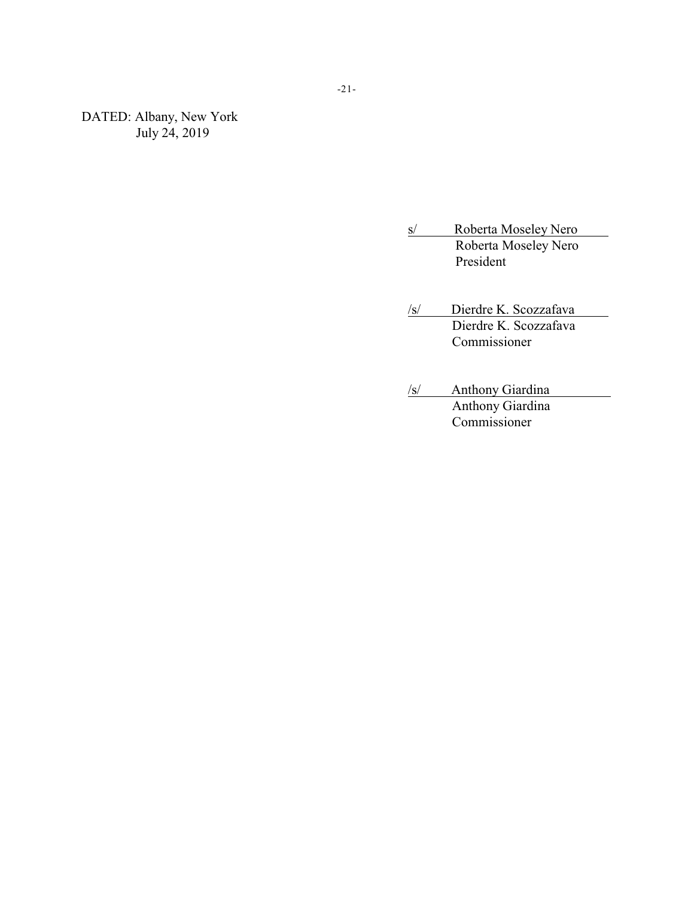DATED: Albany, New York
July 24, 2019

s/ Roberta Moseley Nero
Roberta Moseley Nero
President

/s/ Dierdre K. Scozzafava
Dierdre K. Scozzafava
Commissioner

/s/ Anthony Giardina
Anthony Giardina
Commissioner